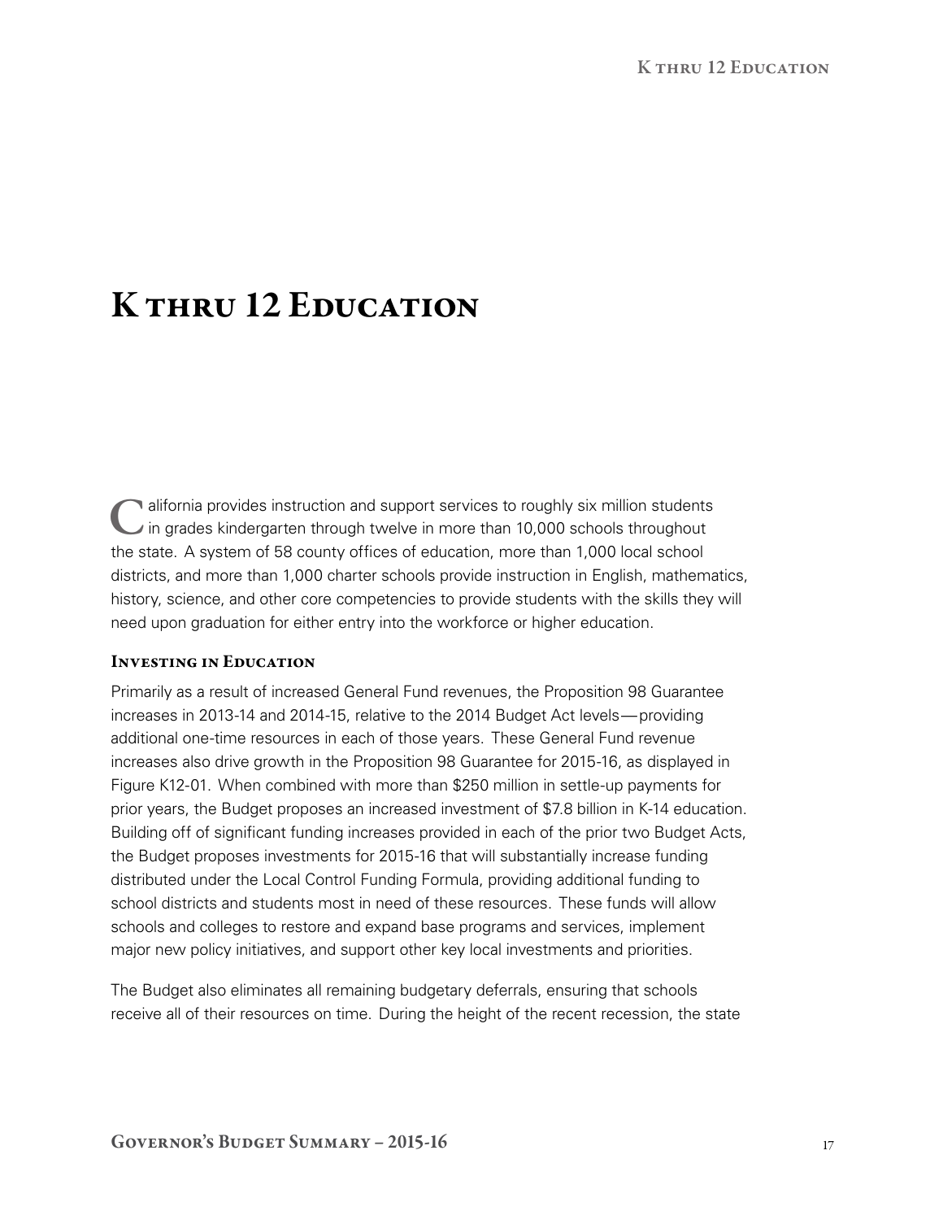# K thru 12 Education

California provides instruction and support services to roughly six million students in grades kindergarten through twelve in more than 10,000 schools throughout the state. A system of 58 county offices of education, more than 1,000 local school districts, and more than 1,000 charter schools provide instruction in English, mathematics, history, science, and other core competencies to provide students with the skills they will need upon graduation for either entry into the workforce or higher education.

## Investing in Education

Primarily as a result of increased General Fund revenues, the Proposition 98 Guarantee increases in 2013-14 and 2014-15, relative to the 2014 Budget Act levels—providing additional one-time resources in each of those years. These General Fund revenue increases also drive growth in the Proposition 98 Guarantee for 2015-16, as displayed in Figure K12-01. When combined with more than $250 million in settle-up payments for prior years, the Budget proposes an increased investment of $7.8 billion in K-14 education. Building off of significant funding increases provided in each of the prior two Budget Acts, the Budget proposes investments for 2015-16 that will substantially increase funding distributed under the Local Control Funding Formula, providing additional funding to school districts and students most in need of these resources. These funds will allow schools and colleges to restore and expand base programs and services, implement major new policy initiatives, and support other key local investments and priorities.

The Budget also eliminates all remaining budgetary deferrals, ensuring that schools receive all of their resources on time. During the height of the recent recession, the state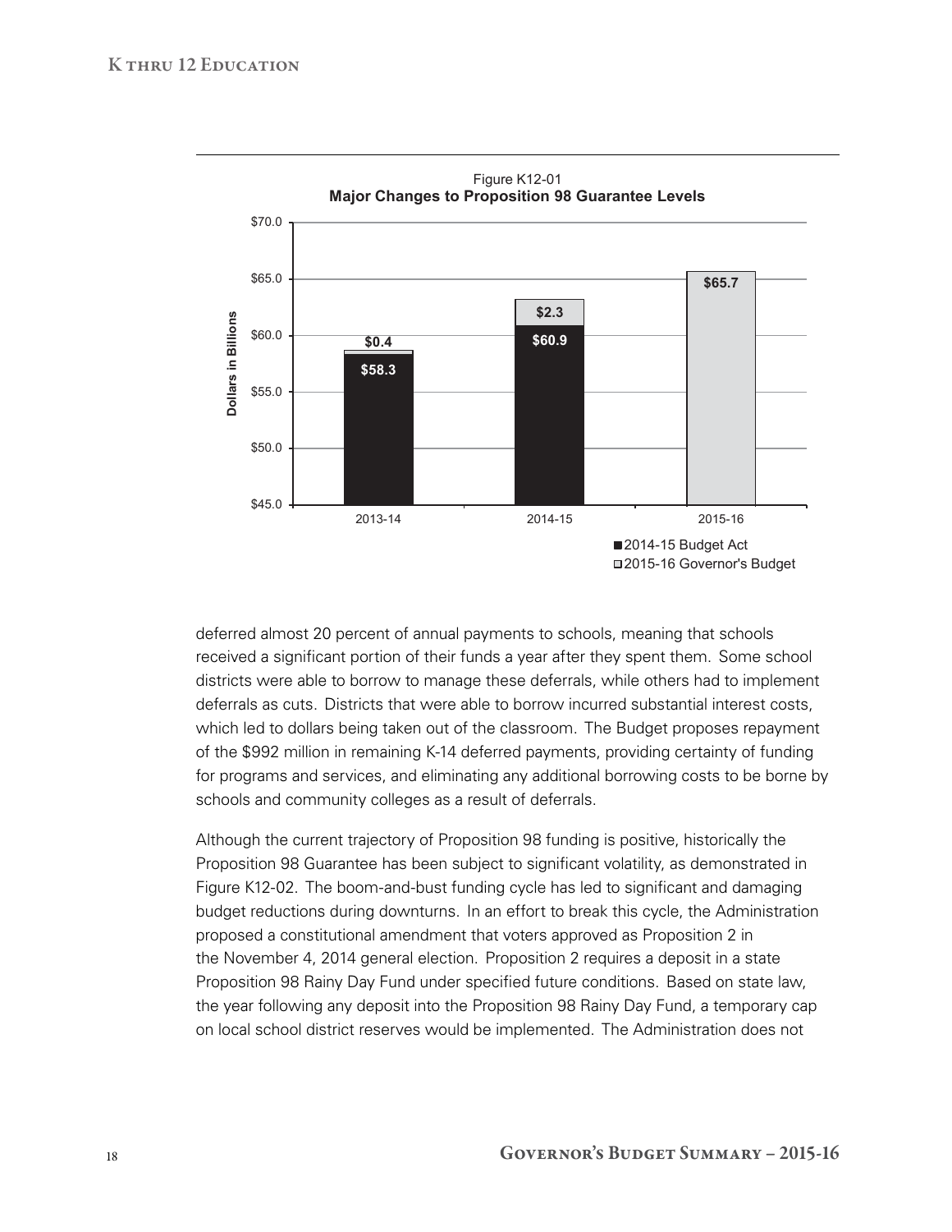Figure K12-01
**Major Changes to Proposition 98 Guarantee Levels**

| Year | 2014-15 Budget Act | 2015-16 Governor's Budget |
|---|---|---|
| 2013-14 | $58.3 | $0.4 |
| 2014-15 | $60.9 | $2.3 |
| 2015-16 | | $65.7 |

Dollars in Billions

deferred almost 20 percent of annual payments to schools, meaning that schools received a significant portion of their funds a year after they spent them. Some school districts were able to borrow to manage these deferrals, while others had to implement deferrals as cuts. Districts that were able to borrow incurred substantial interest costs, which led to dollars being taken out of the classroom. The Budget proposes repayment of the $992 million in remaining K-14 deferred payments, providing certainty of funding for programs and services, and eliminating any additional borrowing costs to be borne by schools and community colleges as a result of deferrals.

Although the current trajectory of Proposition 98 funding is positive, historically the Proposition 98 Guarantee has been subject to significant volatility, as demonstrated in Figure K12-02. The boom-and-bust funding cycle has led to significant and damaging budget reductions during downturns. In an effort to break this cycle, the Administration proposed a constitutional amendment that voters approved as Proposition 2 in the November 4, 2014 general election. Proposition 2 requires a deposit in a state Proposition 98 Rainy Day Fund under specified future conditions. Based on state law, the year following any deposit into the Proposition 98 Rainy Day Fund, a temporary cap on local school district reserves would be implemented. The Administration does not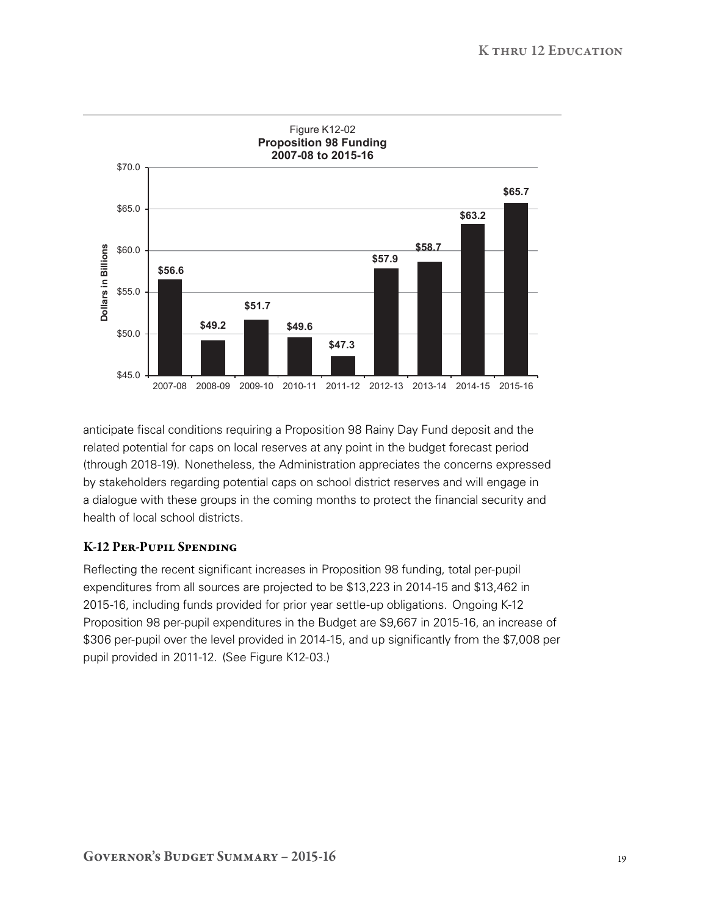Figure K12-02
**Proposition 98 Funding**
**2007-08 to 2015-16**

| Year | Dollars in Billions |
| --- | --- |
| 2007-08 | $56.6 |
| 2008-09 | $49.2 |
| 2009-10 | $51.7 |
| 2010-11 | $49.6 |
| 2011-12 | $47.3 |
| 2012-13 | $57.9 |
| 2013-14 | $58.7 |
| 2014-15 | $63.2 |
| 2015-16 | $65.7 |

anticipate fiscal conditions requiring a Proposition 98 Rainy Day Fund deposit and the related potential for caps on local reserves at any point in the budget forecast period (through 2018-19). Nonetheless, the Administration appreciates the concerns expressed by stakeholders regarding potential caps on school district reserves and will engage in a dialogue with these groups in the coming months to protect the financial security and health of local school districts.

## K-12 Per-Pupil Spending

Reflecting the recent significant increases in Proposition 98 funding, total per-pupil expenditures from all sources are projected to be $13,223 in 2014-15 and $13,462 in 2015-16, including funds provided for prior year settle-up obligations. Ongoing K-12 Proposition 98 per-pupil expenditures in the Budget are $9,667 in 2015-16, an increase of $306 per-pupil over the level provided in 2014-15, and up significantly from the $7,008 per pupil provided in 2011-12. (See Figure K12-03.)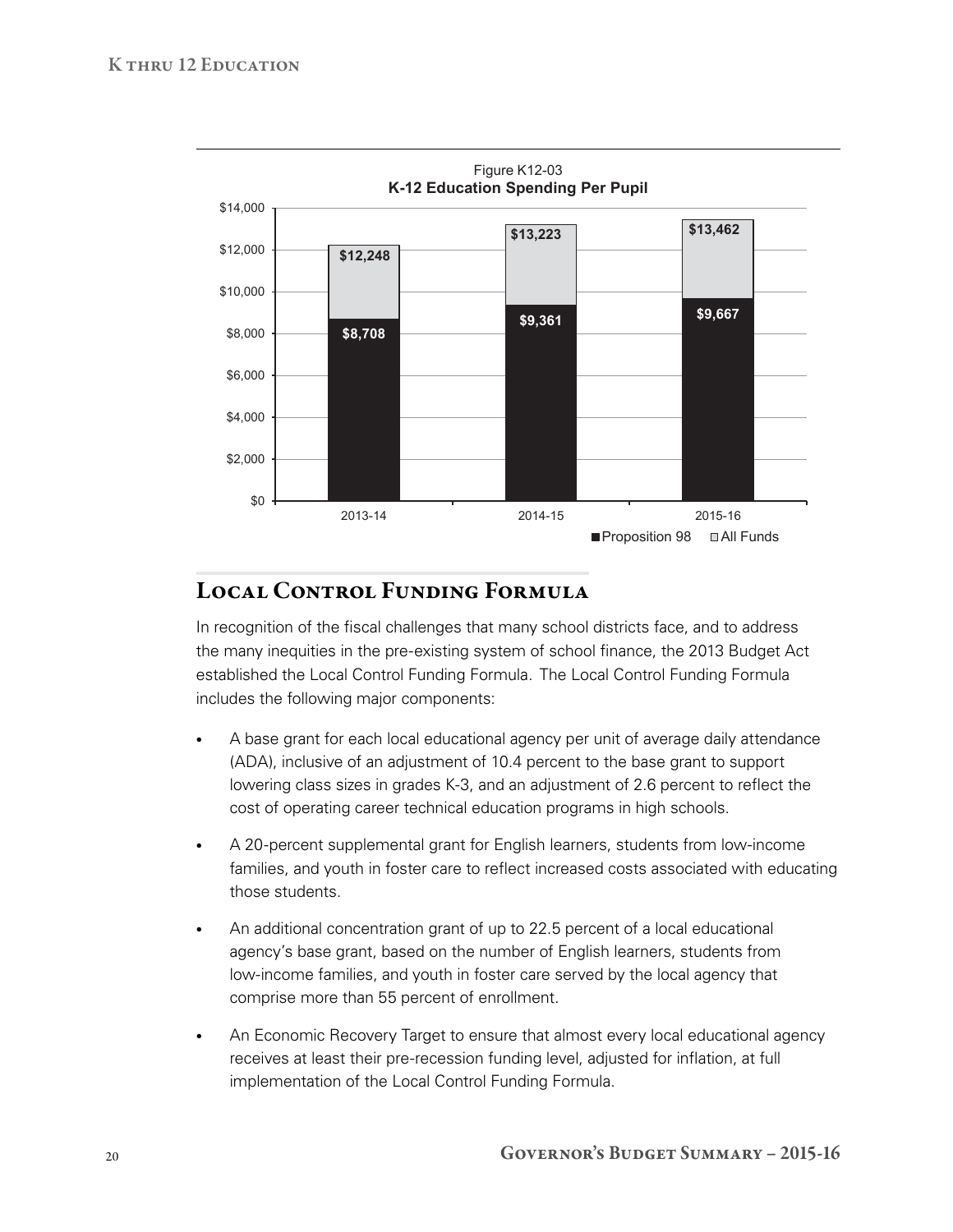Figure K12-03

**K-12 Education Spending Per Pupil**

| | Proposition 98 | All Funds |
| --- | --- | --- |
| 2013-14 | $8,708 | $12,248 |
| 2014-15 | $9,361 | $13,223 |
| 2015-16 | $9,667 | $13,462 |

## Local Control Funding Formula

In recognition of the fiscal challenges that many school districts face, and to address the many inequities in the pre-existing system of school finance, the 2013 Budget Act established the Local Control Funding Formula. The Local Control Funding Formula includes the following major components:

- A base grant for each local educational agency per unit of average daily attendance (ADA), inclusive of an adjustment of 10.4 percent to the base grant to support lowering class sizes in grades K-3, and an adjustment of 2.6 percent to reflect the cost of operating career technical education programs in high schools.
- A 20-percent supplemental grant for English learners, students from low-income families, and youth in foster care to reflect increased costs associated with educating those students.
- An additional concentration grant of up to 22.5 percent of a local educational agency's base grant, based on the number of English learners, students from low-income families, and youth in foster care served by the local agency that comprise more than 55 percent of enrollment.
- An Economic Recovery Target to ensure that almost every local educational agency receives at least their pre-recession funding level, adjusted for inflation, at full implementation of the Local Control Funding Formula.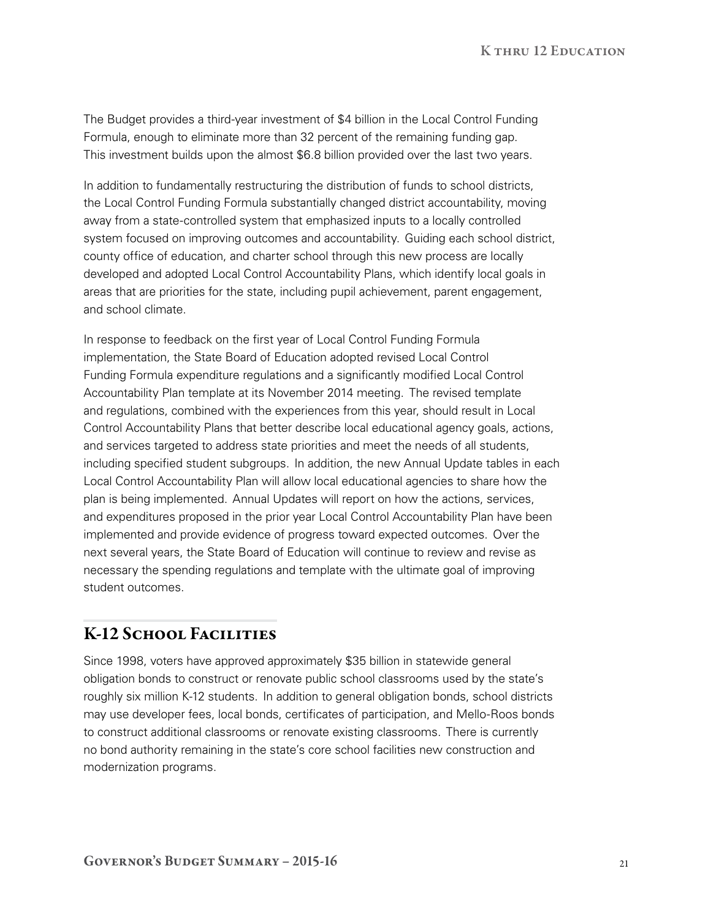The Budget provides a third-year investment of $4 billion in the Local Control Funding Formula, enough to eliminate more than 32 percent of the remaining funding gap. This investment builds upon the almost $6.8 billion provided over the last two years.

In addition to fundamentally restructuring the distribution of funds to school districts, the Local Control Funding Formula substantially changed district accountability, moving away from a state-controlled system that emphasized inputs to a locally controlled system focused on improving outcomes and accountability. Guiding each school district, county office of education, and charter school through this new process are locally developed and adopted Local Control Accountability Plans, which identify local goals in areas that are priorities for the state, including pupil achievement, parent engagement, and school climate.

In response to feedback on the first year of Local Control Funding Formula implementation, the State Board of Education adopted revised Local Control Funding Formula expenditure regulations and a significantly modified Local Control Accountability Plan template at its November 2014 meeting. The revised template and regulations, combined with the experiences from this year, should result in Local Control Accountability Plans that better describe local educational agency goals, actions, and services targeted to address state priorities and meet the needs of all students, including specified student subgroups. In addition, the new Annual Update tables in each Local Control Accountability Plan will allow local educational agencies to share how the plan is being implemented. Annual Updates will report on how the actions, services, and expenditures proposed in the prior year Local Control Accountability Plan have been implemented and provide evidence of progress toward expected outcomes. Over the next several years, the State Board of Education will continue to review and revise as necessary the spending regulations and template with the ultimate goal of improving student outcomes.

## K-12 School Facilities

Since 1998, voters have approved approximately $35 billion in statewide general obligation bonds to construct or renovate public school classrooms used by the state's roughly six million K-12 students. In addition to general obligation bonds, school districts may use developer fees, local bonds, certificates of participation, and Mello-Roos bonds to construct additional classrooms or renovate existing classrooms. There is currently no bond authority remaining in the state's core school facilities new construction and modernization programs.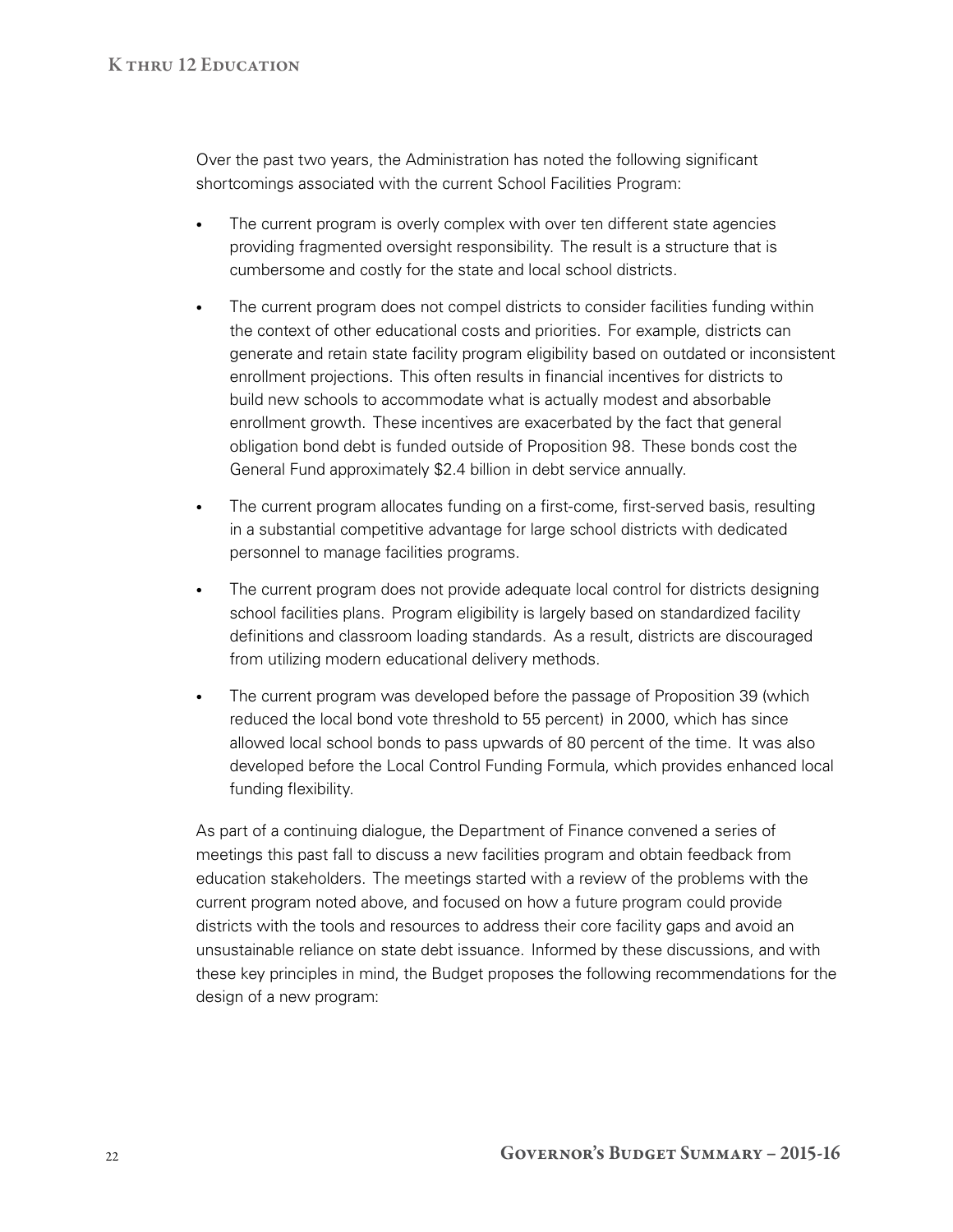Over the past two years, the Administration has noted the following significant shortcomings associated with the current School Facilities Program:

- The current program is overly complex with over ten different state agencies providing fragmented oversight responsibility. The result is a structure that is cumbersome and costly for the state and local school districts.
- The current program does not compel districts to consider facilities funding within the context of other educational costs and priorities. For example, districts can generate and retain state facility program eligibility based on outdated or inconsistent enrollment projections. This often results in financial incentives for districts to build new schools to accommodate what is actually modest and absorbable enrollment growth. These incentives are exacerbated by the fact that general obligation bond debt is funded outside of Proposition 98. These bonds cost the General Fund approximately $2.4 billion in debt service annually.
- The current program allocates funding on a first-come, first-served basis, resulting in a substantial competitive advantage for large school districts with dedicated personnel to manage facilities programs.
- The current program does not provide adequate local control for districts designing school facilities plans. Program eligibility is largely based on standardized facility definitions and classroom loading standards. As a result, districts are discouraged from utilizing modern educational delivery methods.
- The current program was developed before the passage of Proposition 39 (which reduced the local bond vote threshold to 55 percent) in 2000, which has since allowed local school bonds to pass upwards of 80 percent of the time. It was also developed before the Local Control Funding Formula, which provides enhanced local funding flexibility.

As part of a continuing dialogue, the Department of Finance convened a series of meetings this past fall to discuss a new facilities program and obtain feedback from education stakeholders. The meetings started with a review of the problems with the current program noted above, and focused on how a future program could provide districts with the tools and resources to address their core facility gaps and avoid an unsustainable reliance on state debt issuance. Informed by these discussions, and with these key principles in mind, the Budget proposes the following recommendations for the design of a new program: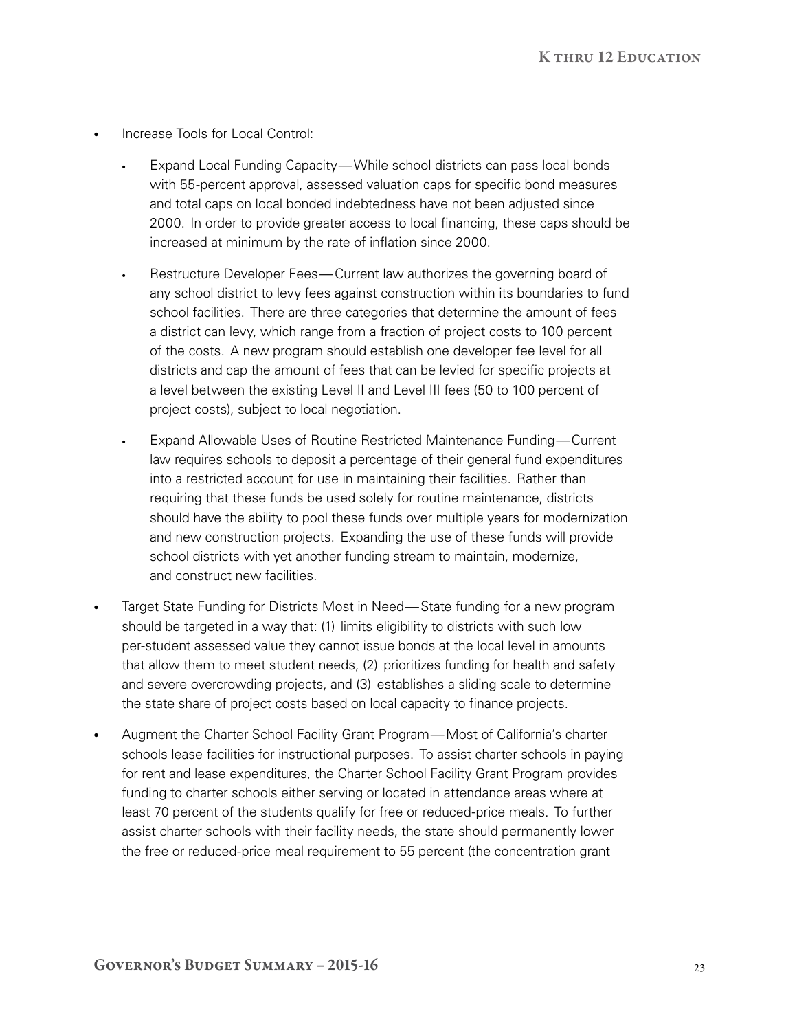- Increase Tools for Local Control:
  - Expand Local Funding Capacity—While school districts can pass local bonds with 55-percent approval, assessed valuation caps for specific bond measures and total caps on local bonded indebtedness have not been adjusted since 2000. In order to provide greater access to local financing, these caps should be increased at minimum by the rate of inflation since 2000.
  - Restructure Developer Fees—Current law authorizes the governing board of any school district to levy fees against construction within its boundaries to fund school facilities. There are three categories that determine the amount of fees a district can levy, which range from a fraction of project costs to 100 percent of the costs. A new program should establish one developer fee level for all districts and cap the amount of fees that can be levied for specific projects at a level between the existing Level II and Level III fees (50 to 100 percent of project costs), subject to local negotiation.
  - Expand Allowable Uses of Routine Restricted Maintenance Funding—Current law requires schools to deposit a percentage of their general fund expenditures into a restricted account for use in maintaining their facilities. Rather than requiring that these funds be used solely for routine maintenance, districts should have the ability to pool these funds over multiple years for modernization and new construction projects. Expanding the use of these funds will provide school districts with yet another funding stream to maintain, modernize, and construct new facilities.
- Target State Funding for Districts Most in Need—State funding for a new program should be targeted in a way that: (1) limits eligibility to districts with such low per-student assessed value they cannot issue bonds at the local level in amounts that allow them to meet student needs, (2) prioritizes funding for health and safety and severe overcrowding projects, and (3) establishes a sliding scale to determine the state share of project costs based on local capacity to finance projects.
- Augment the Charter School Facility Grant Program—Most of California's charter schools lease facilities for instructional purposes. To assist charter schools in paying for rent and lease expenditures, the Charter School Facility Grant Program provides funding to charter schools either serving or located in attendance areas where at least 70 percent of the students qualify for free or reduced-price meals. To further assist charter schools with their facility needs, the state should permanently lower the free or reduced-price meal requirement to 55 percent (the concentration grant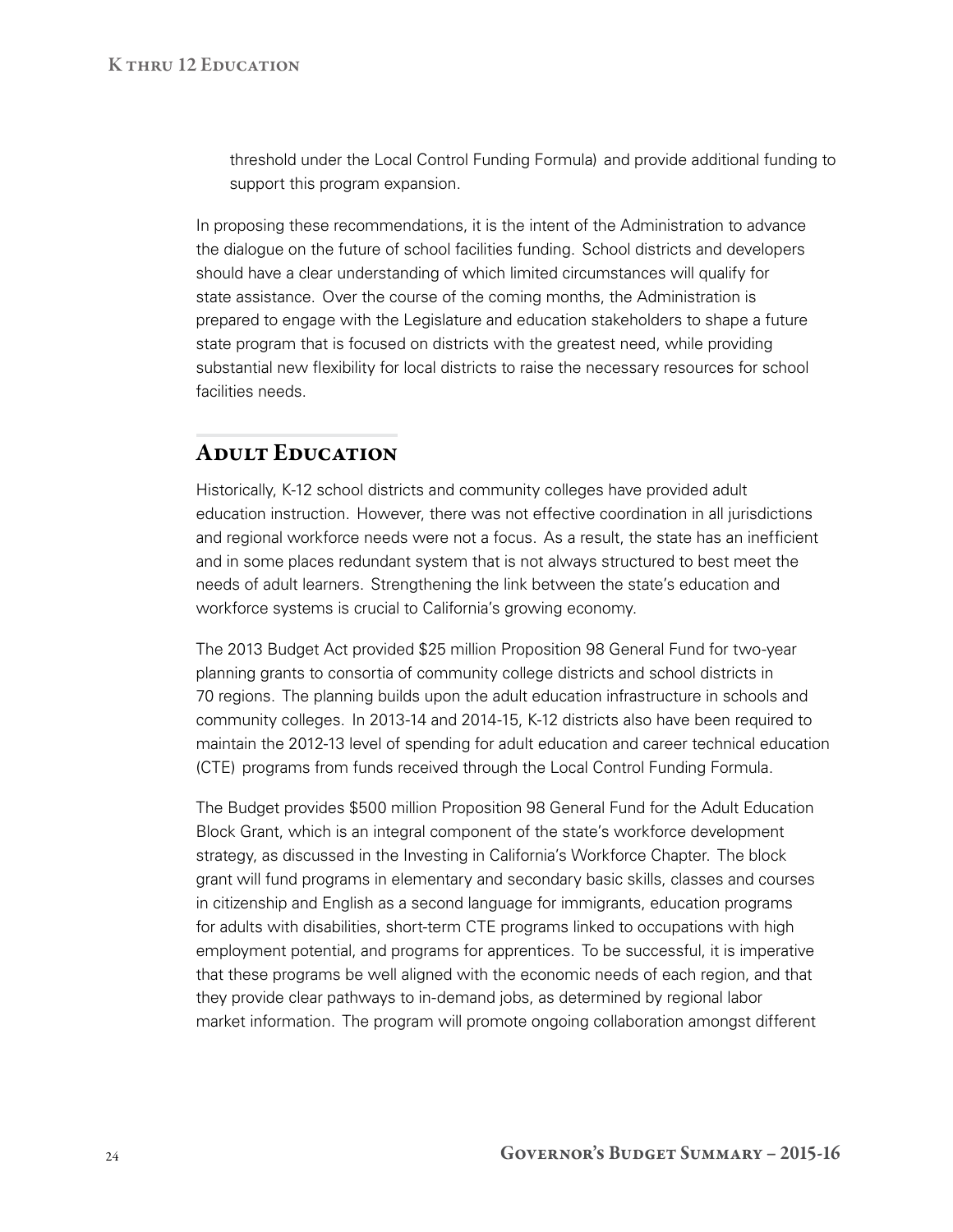threshold under the Local Control Funding Formula) and provide additional funding to support this program expansion.

In proposing these recommendations, it is the intent of the Administration to advance the dialogue on the future of school facilities funding. School districts and developers should have a clear understanding of which limited circumstances will qualify for state assistance. Over the course of the coming months, the Administration is prepared to engage with the Legislature and education stakeholders to shape a future state program that is focused on districts with the greatest need, while providing substantial new flexibility for local districts to raise the necessary resources for school facilities needs.

## Adult Education

Historically, K-12 school districts and community colleges have provided adult education instruction. However, there was not effective coordination in all jurisdictions and regional workforce needs were not a focus. As a result, the state has an inefficient and in some places redundant system that is not always structured to best meet the needs of adult learners. Strengthening the link between the state's education and workforce systems is crucial to California's growing economy.

The 2013 Budget Act provided $25 million Proposition 98 General Fund for two-year planning grants to consortia of community college districts and school districts in 70 regions. The planning builds upon the adult education infrastructure in schools and community colleges. In 2013-14 and 2014-15, K-12 districts also have been required to maintain the 2012-13 level of spending for adult education and career technical education (CTE) programs from funds received through the Local Control Funding Formula.

The Budget provides $500 million Proposition 98 General Fund for the Adult Education Block Grant, which is an integral component of the state's workforce development strategy, as discussed in the Investing in California's Workforce Chapter. The block grant will fund programs in elementary and secondary basic skills, classes and courses in citizenship and English as a second language for immigrants, education programs for adults with disabilities, short-term CTE programs linked to occupations with high employment potential, and programs for apprentices. To be successful, it is imperative that these programs be well aligned with the economic needs of each region, and that they provide clear pathways to in-demand jobs, as determined by regional labor market information. The program will promote ongoing collaboration amongst different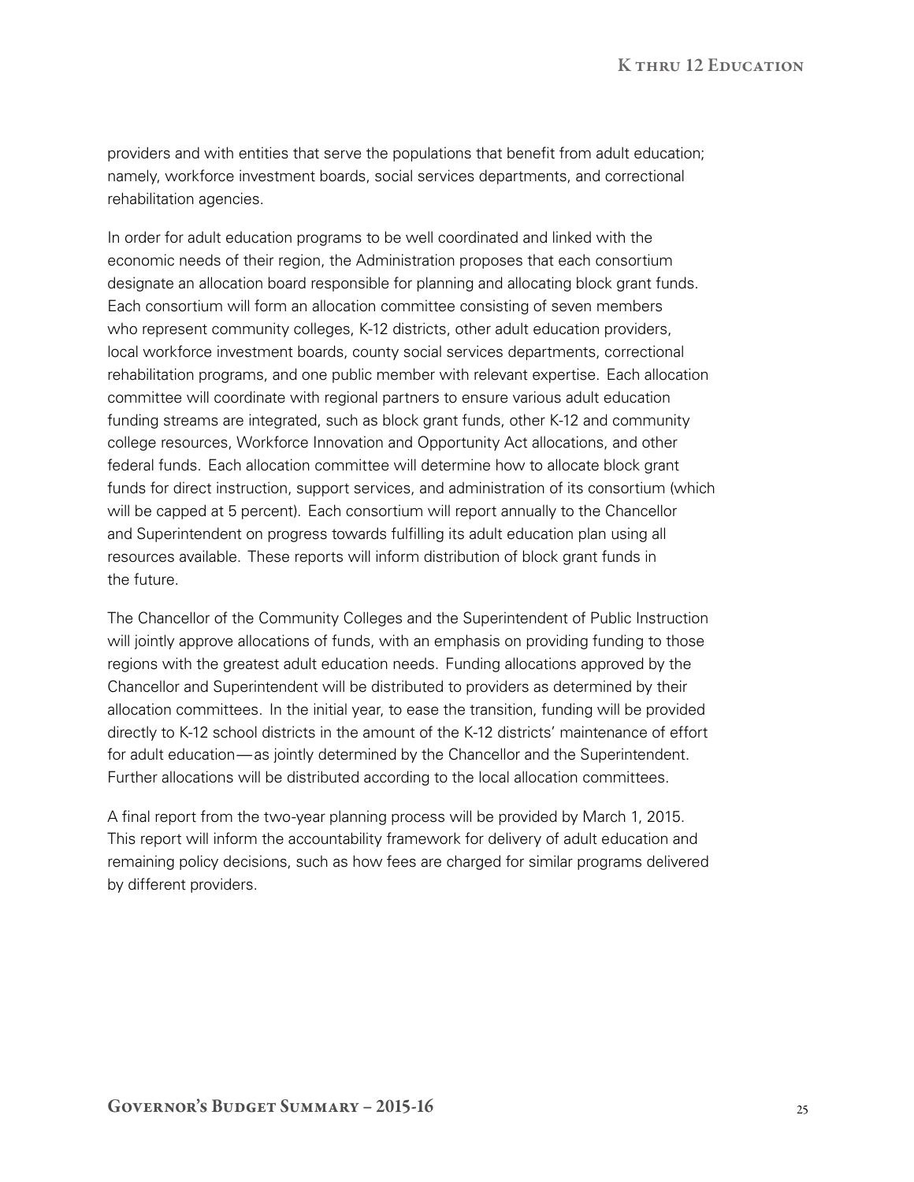providers and with entities that serve the populations that benefit from adult education; namely, workforce investment boards, social services departments, and correctional rehabilitation agencies.

In order for adult education programs to be well coordinated and linked with the economic needs of their region, the Administration proposes that each consortium designate an allocation board responsible for planning and allocating block grant funds. Each consortium will form an allocation committee consisting of seven members who represent community colleges, K-12 districts, other adult education providers, local workforce investment boards, county social services departments, correctional rehabilitation programs, and one public member with relevant expertise. Each allocation committee will coordinate with regional partners to ensure various adult education funding streams are integrated, such as block grant funds, other K-12 and community college resources, Workforce Innovation and Opportunity Act allocations, and other federal funds. Each allocation committee will determine how to allocate block grant funds for direct instruction, support services, and administration of its consortium (which will be capped at 5 percent). Each consortium will report annually to the Chancellor and Superintendent on progress towards fulfilling its adult education plan using all resources available. These reports will inform distribution of block grant funds in the future.

The Chancellor of the Community Colleges and the Superintendent of Public Instruction will jointly approve allocations of funds, with an emphasis on providing funding to those regions with the greatest adult education needs. Funding allocations approved by the Chancellor and Superintendent will be distributed to providers as determined by their allocation committees. In the initial year, to ease the transition, funding will be provided directly to K-12 school districts in the amount of the K-12 districts' maintenance of effort for adult education—as jointly determined by the Chancellor and the Superintendent. Further allocations will be distributed according to the local allocation committees.

A final report from the two-year planning process will be provided by March 1, 2015. This report will inform the accountability framework for delivery of adult education and remaining policy decisions, such as how fees are charged for similar programs delivered by different providers.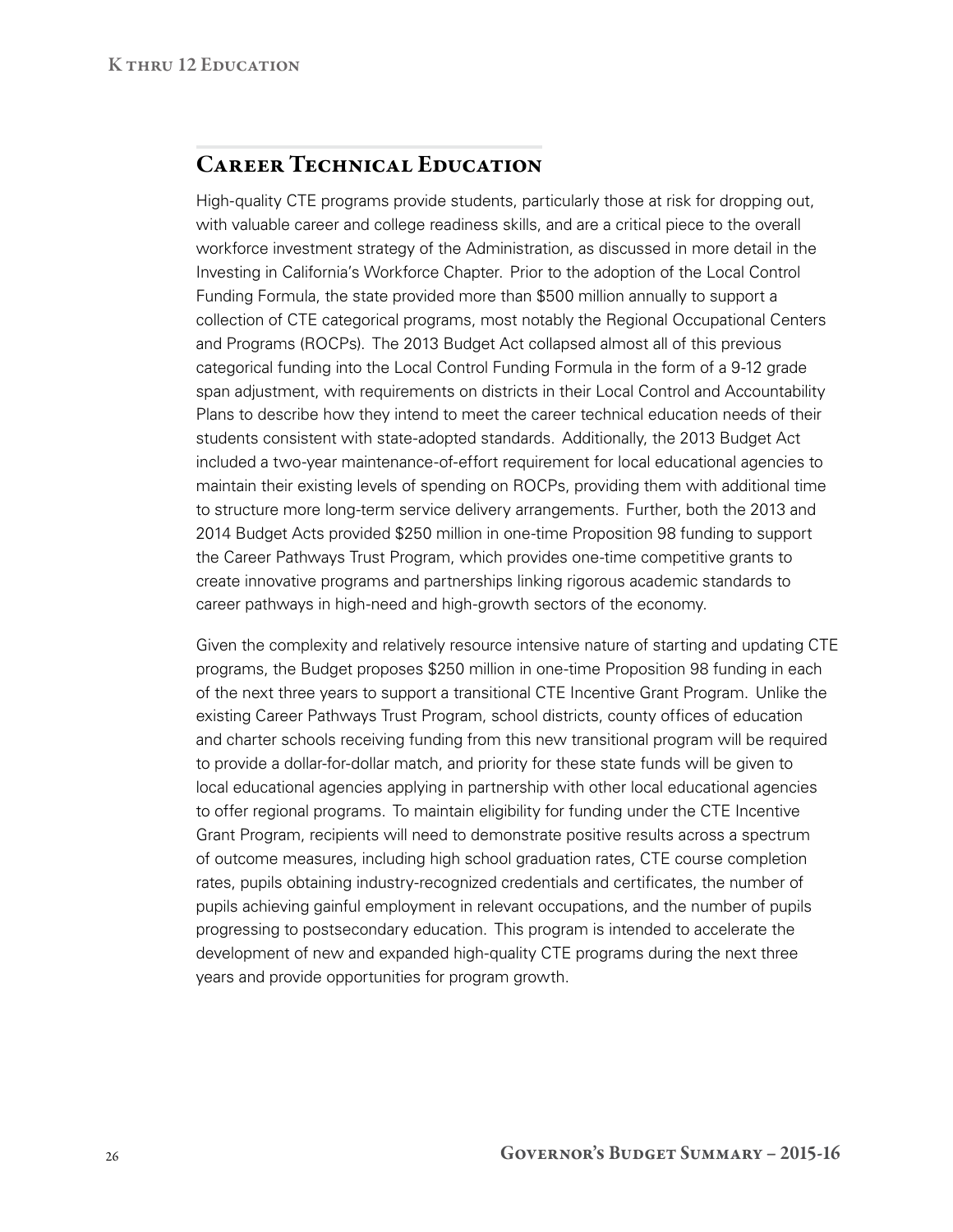## Career Technical Education

High-quality CTE programs provide students, particularly those at risk for dropping out, with valuable career and college readiness skills, and are a critical piece to the overall workforce investment strategy of the Administration, as discussed in more detail in the Investing in California's Workforce Chapter. Prior to the adoption of the Local Control Funding Formula, the state provided more than $500 million annually to support a collection of CTE categorical programs, most notably the Regional Occupational Centers and Programs (ROCPs). The 2013 Budget Act collapsed almost all of this previous categorical funding into the Local Control Funding Formula in the form of a 9-12 grade span adjustment, with requirements on districts in their Local Control and Accountability Plans to describe how they intend to meet the career technical education needs of their students consistent with state-adopted standards. Additionally, the 2013 Budget Act included a two-year maintenance-of-effort requirement for local educational agencies to maintain their existing levels of spending on ROCPs, providing them with additional time to structure more long-term service delivery arrangements. Further, both the 2013 and 2014 Budget Acts provided $250 million in one-time Proposition 98 funding to support the Career Pathways Trust Program, which provides one-time competitive grants to create innovative programs and partnerships linking rigorous academic standards to career pathways in high-need and high-growth sectors of the economy.

Given the complexity and relatively resource intensive nature of starting and updating CTE programs, the Budget proposes $250 million in one-time Proposition 98 funding in each of the next three years to support a transitional CTE Incentive Grant Program. Unlike the existing Career Pathways Trust Program, school districts, county offices of education and charter schools receiving funding from this new transitional program will be required to provide a dollar-for-dollar match, and priority for these state funds will be given to local educational agencies applying in partnership with other local educational agencies to offer regional programs. To maintain eligibility for funding under the CTE Incentive Grant Program, recipients will need to demonstrate positive results across a spectrum of outcome measures, including high school graduation rates, CTE course completion rates, pupils obtaining industry-recognized credentials and certificates, the number of pupils achieving gainful employment in relevant occupations, and the number of pupils progressing to postsecondary education. This program is intended to accelerate the development of new and expanded high-quality CTE programs during the next three years and provide opportunities for program growth.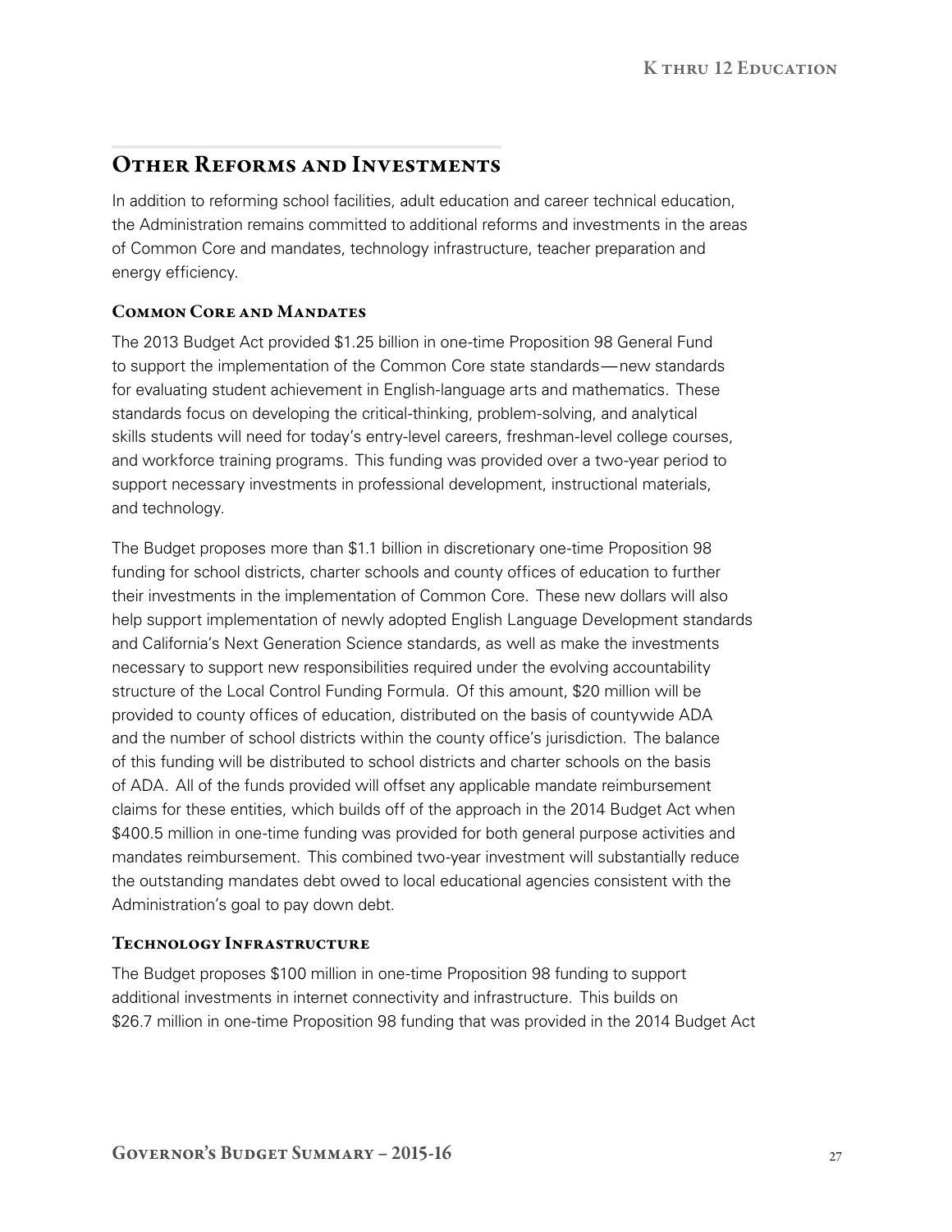## Other Reforms and Investments

In addition to reforming school facilities, adult education and career technical education, the Administration remains committed to additional reforms and investments in the areas of Common Core and mandates, technology infrastructure, teacher preparation and energy efficiency.

### Common Core and Mandates

The 2013 Budget Act provided $1.25 billion in one-time Proposition 98 General Fund to support the implementation of the Common Core state standards — new standards for evaluating student achievement in English-language arts and mathematics. These standards focus on developing the critical-thinking, problem-solving, and analytical skills students will need for today's entry-level careers, freshman-level college courses, and workforce training programs. This funding was provided over a two-year period to support necessary investments in professional development, instructional materials, and technology.

The Budget proposes more than $1.1 billion in discretionary one-time Proposition 98 funding for school districts, charter schools and county offices of education to further their investments in the implementation of Common Core. These new dollars will also help support implementation of newly adopted English Language Development standards and California's Next Generation Science standards, as well as make the investments necessary to support new responsibilities required under the evolving accountability structure of the Local Control Funding Formula. Of this amount, $20 million will be provided to county offices of education, distributed on the basis of countywide ADA and the number of school districts within the county office's jurisdiction. The balance of this funding will be distributed to school districts and charter schools on the basis of ADA. All of the funds provided will offset any applicable mandate reimbursement claims for these entities, which builds off of the approach in the 2014 Budget Act when $400.5 million in one-time funding was provided for both general purpose activities and mandates reimbursement. This combined two-year investment will substantially reduce the outstanding mandates debt owed to local educational agencies consistent with the Administration's goal to pay down debt.

### Technology Infrastructure

The Budget proposes $100 million in one-time Proposition 98 funding to support additional investments in internet connectivity and infrastructure. This builds on $26.7 million in one-time Proposition 98 funding that was provided in the 2014 Budget Act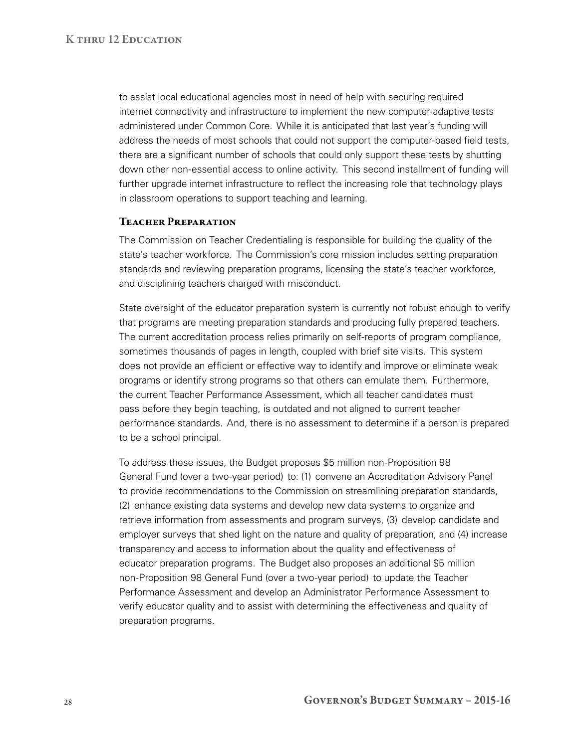to assist local educational agencies most in need of help with securing required internet connectivity and infrastructure to implement the new computer-adaptive tests administered under Common Core. While it is anticipated that last year's funding will address the needs of most schools that could not support the computer-based field tests, there are a significant number of schools that could only support these tests by shutting down other non-essential access to online activity. This second installment of funding will further upgrade internet infrastructure to reflect the increasing role that technology plays in classroom operations to support teaching and learning.

### Teacher Preparation

The Commission on Teacher Credentialing is responsible for building the quality of the state's teacher workforce. The Commission's core mission includes setting preparation standards and reviewing preparation programs, licensing the state's teacher workforce, and disciplining teachers charged with misconduct.

State oversight of the educator preparation system is currently not robust enough to verify that programs are meeting preparation standards and producing fully prepared teachers. The current accreditation process relies primarily on self-reports of program compliance, sometimes thousands of pages in length, coupled with brief site visits. This system does not provide an efficient or effective way to identify and improve or eliminate weak programs or identify strong programs so that others can emulate them. Furthermore, the current Teacher Performance Assessment, which all teacher candidates must pass before they begin teaching, is outdated and not aligned to current teacher performance standards. And, there is no assessment to determine if a person is prepared to be a school principal.

To address these issues, the Budget proposes $5 million non-Proposition 98 General Fund (over a two-year period) to: (1) convene an Accreditation Advisory Panel to provide recommendations to the Commission on streamlining preparation standards, (2) enhance existing data systems and develop new data systems to organize and retrieve information from assessments and program surveys, (3) develop candidate and employer surveys that shed light on the nature and quality of preparation, and (4) increase transparency and access to information about the quality and effectiveness of educator preparation programs. The Budget also proposes an additional $5 million non-Proposition 98 General Fund (over a two-year period) to update the Teacher Performance Assessment and develop an Administrator Performance Assessment to verify educator quality and to assist with determining the effectiveness and quality of preparation programs.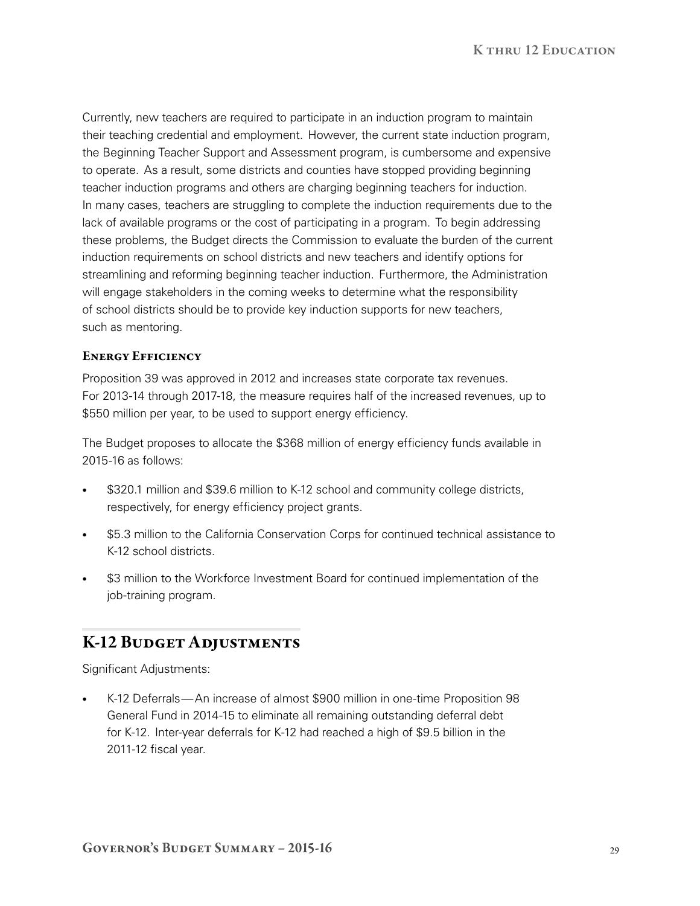Currently, new teachers are required to participate in an induction program to maintain their teaching credential and employment. However, the current state induction program, the Beginning Teacher Support and Assessment program, is cumbersome and expensive to operate. As a result, some districts and counties have stopped providing beginning teacher induction programs and others are charging beginning teachers for induction. In many cases, teachers are struggling to complete the induction requirements due to the lack of available programs or the cost of participating in a program. To begin addressing these problems, the Budget directs the Commission to evaluate the burden of the current induction requirements on school districts and new teachers and identify options for streamlining and reforming beginning teacher induction. Furthermore, the Administration will engage stakeholders in the coming weeks to determine what the responsibility of school districts should be to provide key induction supports for new teachers, such as mentoring.

### Energy Efficiency

Proposition 39 was approved in 2012 and increases state corporate tax revenues. For 2013-14 through 2017-18, the measure requires half of the increased revenues, up to $550 million per year, to be used to support energy efficiency.

The Budget proposes to allocate the $368 million of energy efficiency funds available in 2015-16 as follows:

- $320.1 million and $39.6 million to K-12 school and community college districts, respectively, for energy efficiency project grants.
- $5.3 million to the California Conservation Corps for continued technical assistance to K-12 school districts.
- $3 million to the Workforce Investment Board for continued implementation of the job-training program.

## K-12 Budget Adjustments

Significant Adjustments:

- K-12 Deferrals — An increase of almost $900 million in one-time Proposition 98 General Fund in 2014-15 to eliminate all remaining outstanding deferral debt for K-12. Inter-year deferrals for K-12 had reached a high of $9.5 billion in the 2011-12 fiscal year.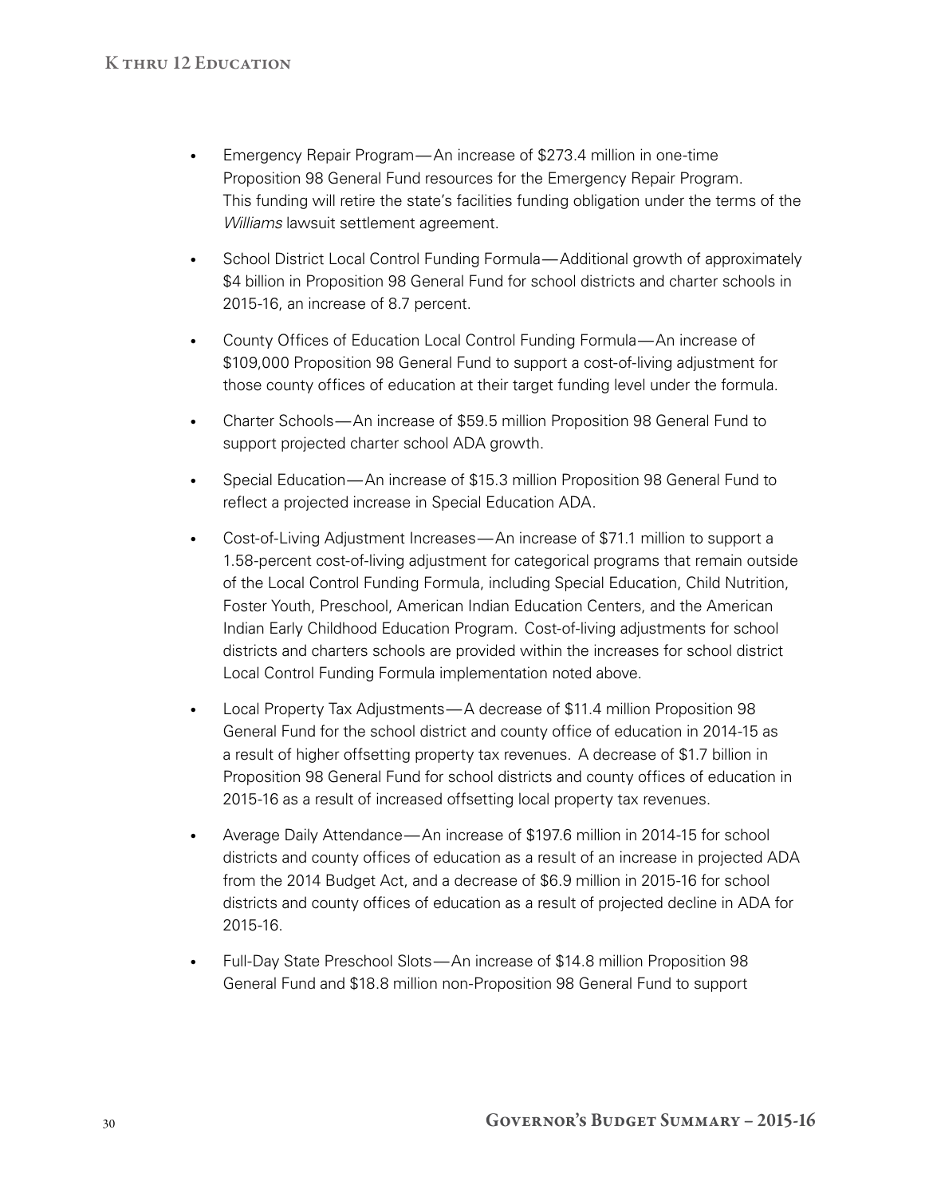- Emergency Repair Program—An increase of $273.4 million in one-time Proposition 98 General Fund resources for the Emergency Repair Program. This funding will retire the state's facilities funding obligation under the terms of the *Williams* lawsuit settlement agreement.

- School District Local Control Funding Formula—Additional growth of approximately $4 billion in Proposition 98 General Fund for school districts and charter schools in 2015-16, an increase of 8.7 percent.

- County Offices of Education Local Control Funding Formula—An increase of $109,000 Proposition 98 General Fund to support a cost-of-living adjustment for those county offices of education at their target funding level under the formula.

- Charter Schools—An increase of $59.5 million Proposition 98 General Fund to support projected charter school ADA growth.

- Special Education—An increase of $15.3 million Proposition 98 General Fund to reflect a projected increase in Special Education ADA.

- Cost-of-Living Adjustment Increases—An increase of $71.1 million to support a 1.58-percent cost-of-living adjustment for categorical programs that remain outside of the Local Control Funding Formula, including Special Education, Child Nutrition, Foster Youth, Preschool, American Indian Education Centers, and the American Indian Early Childhood Education Program. Cost-of-living adjustments for school districts and charters schools are provided within the increases for school district Local Control Funding Formula implementation noted above.

- Local Property Tax Adjustments—A decrease of $11.4 million Proposition 98 General Fund for the school district and county office of education in 2014-15 as a result of higher offsetting property tax revenues. A decrease of $1.7 billion in Proposition 98 General Fund for school districts and county offices of education in 2015-16 as a result of increased offsetting local property tax revenues.

- Average Daily Attendance—An increase of $197.6 million in 2014-15 for school districts and county offices of education as a result of an increase in projected ADA from the 2014 Budget Act, and a decrease of $6.9 million in 2015-16 for school districts and county offices of education as a result of projected decline in ADA for 2015-16.

- Full-Day State Preschool Slots—An increase of $14.8 million Proposition 98 General Fund and $18.8 million non-Proposition 98 General Fund to support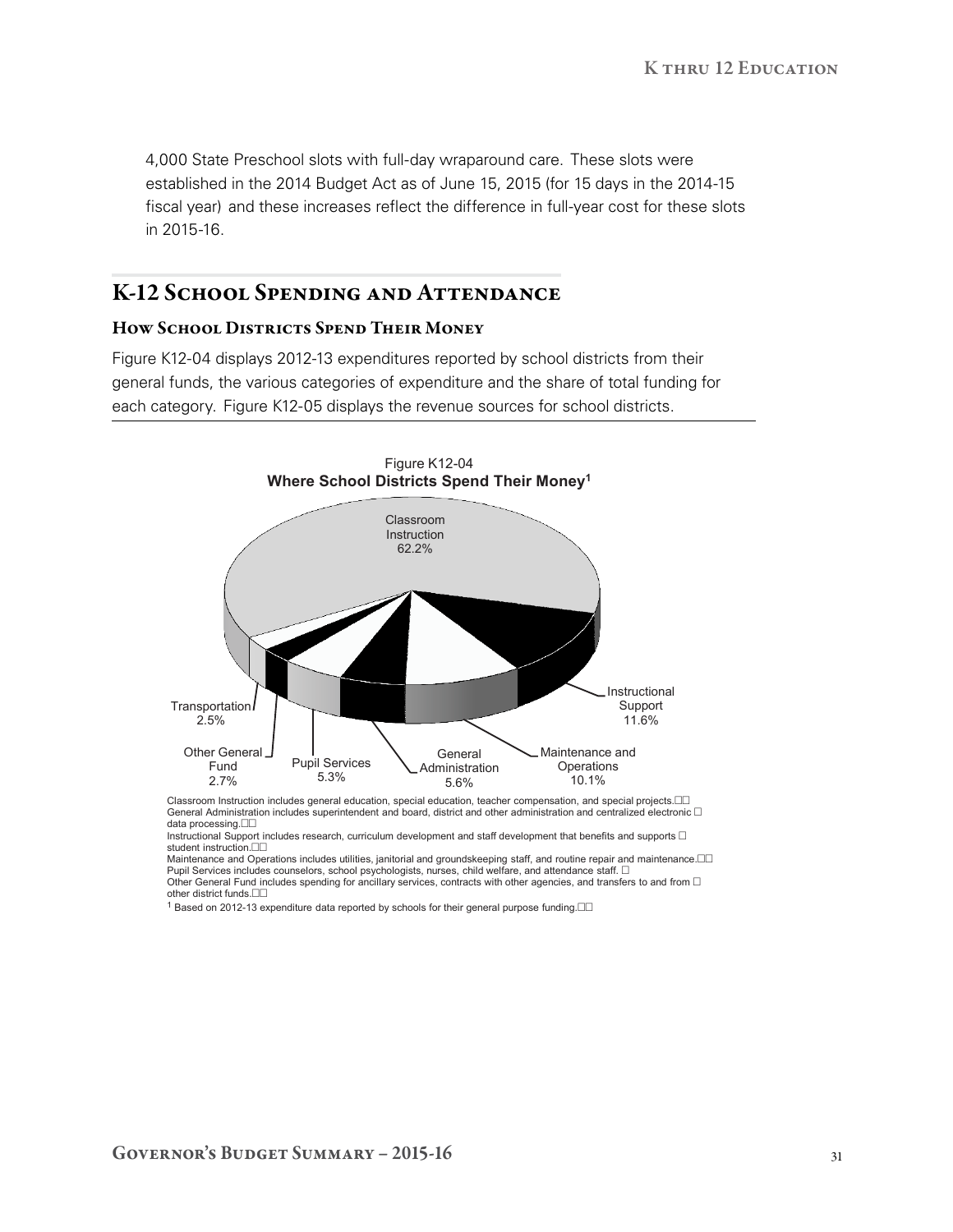4,000 State Preschool slots with full-day wraparound care. These slots were established in the 2014 Budget Act as of June 15, 2015 (for 15 days in the 2014-15 fiscal year) and these increases reflect the difference in full-year cost for these slots in 2015-16.

## K-12 School Spending and Attendance

### How School Districts Spend Their Money

Figure K12-04 displays 2012-13 expenditures reported by school districts from their general funds, the various categories of expenditure and the share of total funding for each category. Figure K12-05 displays the revenue sources for school districts.

Figure K12-04
**Where School Districts Spend Their Money[1]**

| Category | Share |
|---|---|
| Classroom Instruction | 62.2% |
| Instructional Support | 11.6% |
| Maintenance and Operations | 10.1% |
| General Administration | 5.6% |
| Pupil Services | 5.3% |
| Other General Fund | 2.7% |
| Transportation | 2.5% |

Classroom Instruction includes general education, special education, teacher compensation, and special projects.
General Administration includes superintendent and board, district and other administration and centralized electronic data processing.
Instructional Support includes research, curriculum development and staff development that benefits and supports student instruction.
Maintenance and Operations includes utilities, janitorial and groundskeeping staff, and routine repair and maintenance.
Pupil Services includes counselors, school psychologists, nurses, child welfare, and attendance staff.
Other General Fund includes spending for ancillary services, contracts with other agencies, and transfers to and from other district funds.

[1] Based on 2012-13 expenditure data reported by schools for their general purpose funding.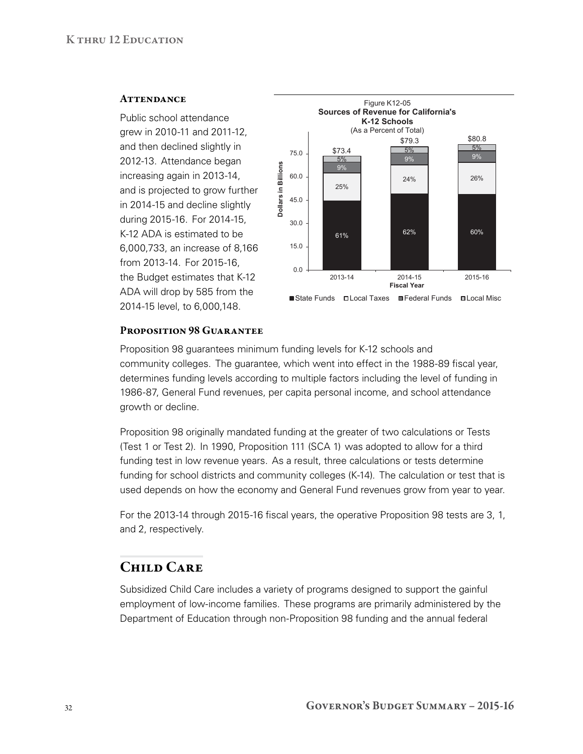### Attendance

Public school attendance grew in 2010-11 and 2011-12, and then declined slightly in 2012-13. Attendance began increasing again in 2013-14, and is projected to grow further in 2014-15 and decline slightly during 2015-16. For 2014-15, K-12 ADA is estimated to be 6,000,733, an increase of 8,166 from 2013-14. For 2015-16, the Budget estimates that K-12 ADA will drop by 585 from the 2014-15 level, to 6,000,148.

Figure K12-05
**Sources of Revenue for California's K-12 Schools**
(As a Percent of Total)

| Fiscal Year | Total (Dollars in Billions) | State Funds | Local Taxes | Federal Funds | Local Misc |
|---|---|---|---|---|---|
| 2013-14 | $73.4 | 61% | 25% | 9% | 5% |
| 2014-15 | $79.3 | 62% | 24% | 9% | 5% |
| 2015-16 | $80.8 | 60% | 26% | 9% | 5% |

### Proposition 98 Guarantee

Proposition 98 guarantees minimum funding levels for K-12 schools and community colleges. The guarantee, which went into effect in the 1988-89 fiscal year, determines funding levels according to multiple factors including the level of funding in 1986-87, General Fund revenues, per capita personal income, and school attendance growth or decline.

Proposition 98 originally mandated funding at the greater of two calculations or Tests (Test 1 or Test 2). In 1990, Proposition 111 (SCA 1) was adopted to allow for a third funding test in low revenue years. As a result, three calculations or tests determine funding for school districts and community colleges (K-14). The calculation or test that is used depends on how the economy and General Fund revenues grow from year to year.

For the 2013-14 through 2015-16 fiscal years, the operative Proposition 98 tests are 3, 1, and 2, respectively.

## Child Care

Subsidized Child Care includes a variety of programs designed to support the gainful employment of low-income families. These programs are primarily administered by the Department of Education through non-Proposition 98 funding and the annual federal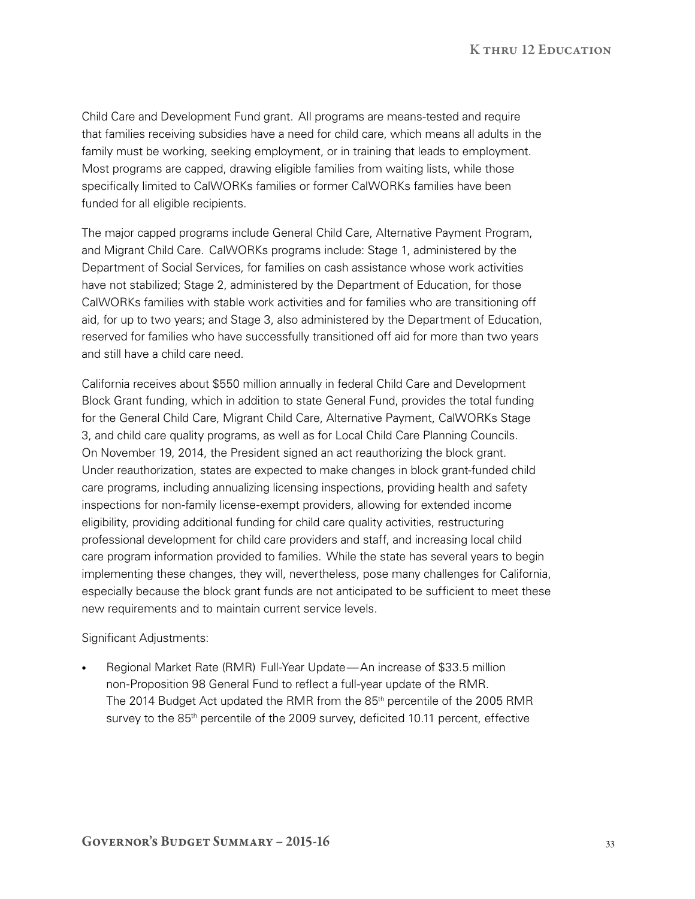Child Care and Development Fund grant. All programs are means-tested and require that families receiving subsidies have a need for child care, which means all adults in the family must be working, seeking employment, or in training that leads to employment. Most programs are capped, drawing eligible families from waiting lists, while those specifically limited to CalWORKs families or former CalWORKs families have been funded for all eligible recipients.

The major capped programs include General Child Care, Alternative Payment Program, and Migrant Child Care. CalWORKs programs include: Stage 1, administered by the Department of Social Services, for families on cash assistance whose work activities have not stabilized; Stage 2, administered by the Department of Education, for those CalWORKs families with stable work activities and for families who are transitioning off aid, for up to two years; and Stage 3, also administered by the Department of Education, reserved for families who have successfully transitioned off aid for more than two years and still have a child care need.

California receives about $550 million annually in federal Child Care and Development Block Grant funding, which in addition to state General Fund, provides the total funding for the General Child Care, Migrant Child Care, Alternative Payment, CalWORKs Stage 3, and child care quality programs, as well as for Local Child Care Planning Councils. On November 19, 2014, the President signed an act reauthorizing the block grant. Under reauthorization, states are expected to make changes in block grant-funded child care programs, including annualizing licensing inspections, providing health and safety inspections for non-family license-exempt providers, allowing for extended income eligibility, providing additional funding for child care quality activities, restructuring professional development for child care providers and staff, and increasing local child care program information provided to families. While the state has several years to begin implementing these changes, they will, nevertheless, pose many challenges for California, especially because the block grant funds are not anticipated to be sufficient to meet these new requirements and to maintain current service levels.

Significant Adjustments:

- Regional Market Rate (RMR) Full-Year Update—An increase of $33.5 million non-Proposition 98 General Fund to reflect a full-year update of the RMR. The 2014 Budget Act updated the RMR from the 85th percentile of the 2005 RMR survey to the 85th percentile of the 2009 survey, deficited 10.11 percent, effective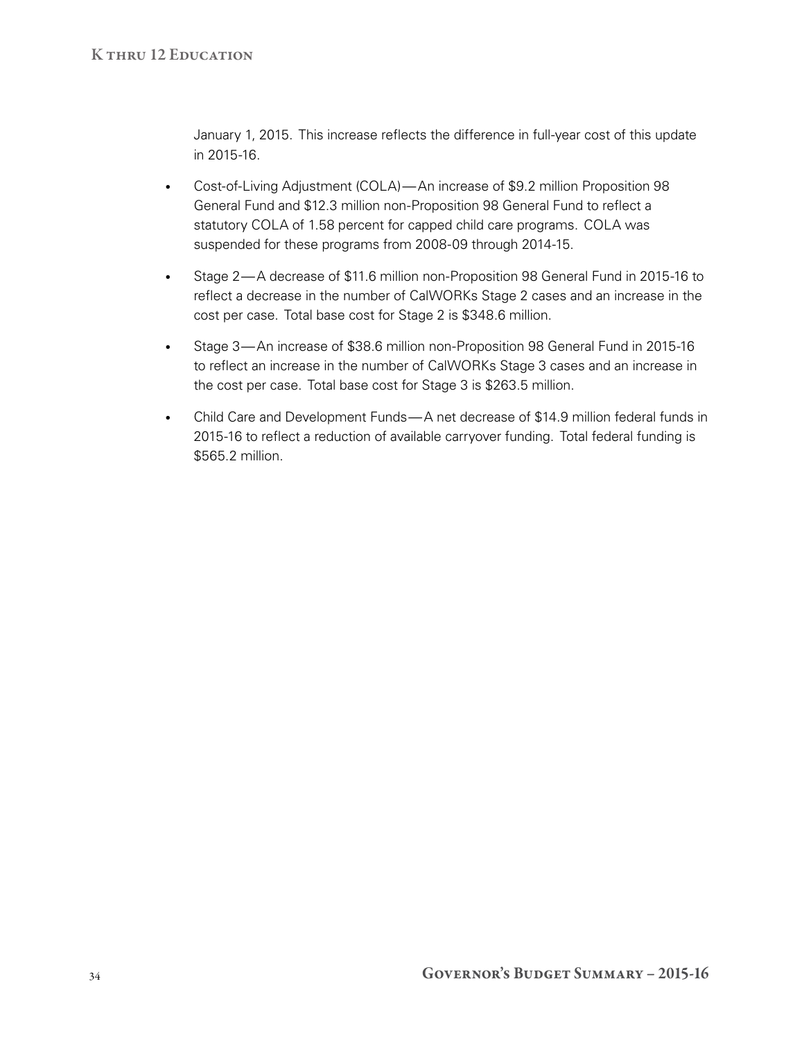January 1, 2015. This increase reflects the difference in full-year cost of this update in 2015-16.

- Cost-of-Living Adjustment (COLA)—An increase of $9.2 million Proposition 98 General Fund and $12.3 million non-Proposition 98 General Fund to reflect a statutory COLA of 1.58 percent for capped child care programs. COLA was suspended for these programs from 2008-09 through 2014-15.
- Stage 2—A decrease of $11.6 million non-Proposition 98 General Fund in 2015-16 to reflect a decrease in the number of CalWORKs Stage 2 cases and an increase in the cost per case. Total base cost for Stage 2 is $348.6 million.
- Stage 3—An increase of $38.6 million non-Proposition 98 General Fund in 2015-16 to reflect an increase in the number of CalWORKs Stage 3 cases and an increase in the cost per case. Total base cost for Stage 3 is $263.5 million.
- Child Care and Development Funds—A net decrease of $14.9 million federal funds in 2015-16 to reflect a reduction of available carryover funding. Total federal funding is $565.2 million.